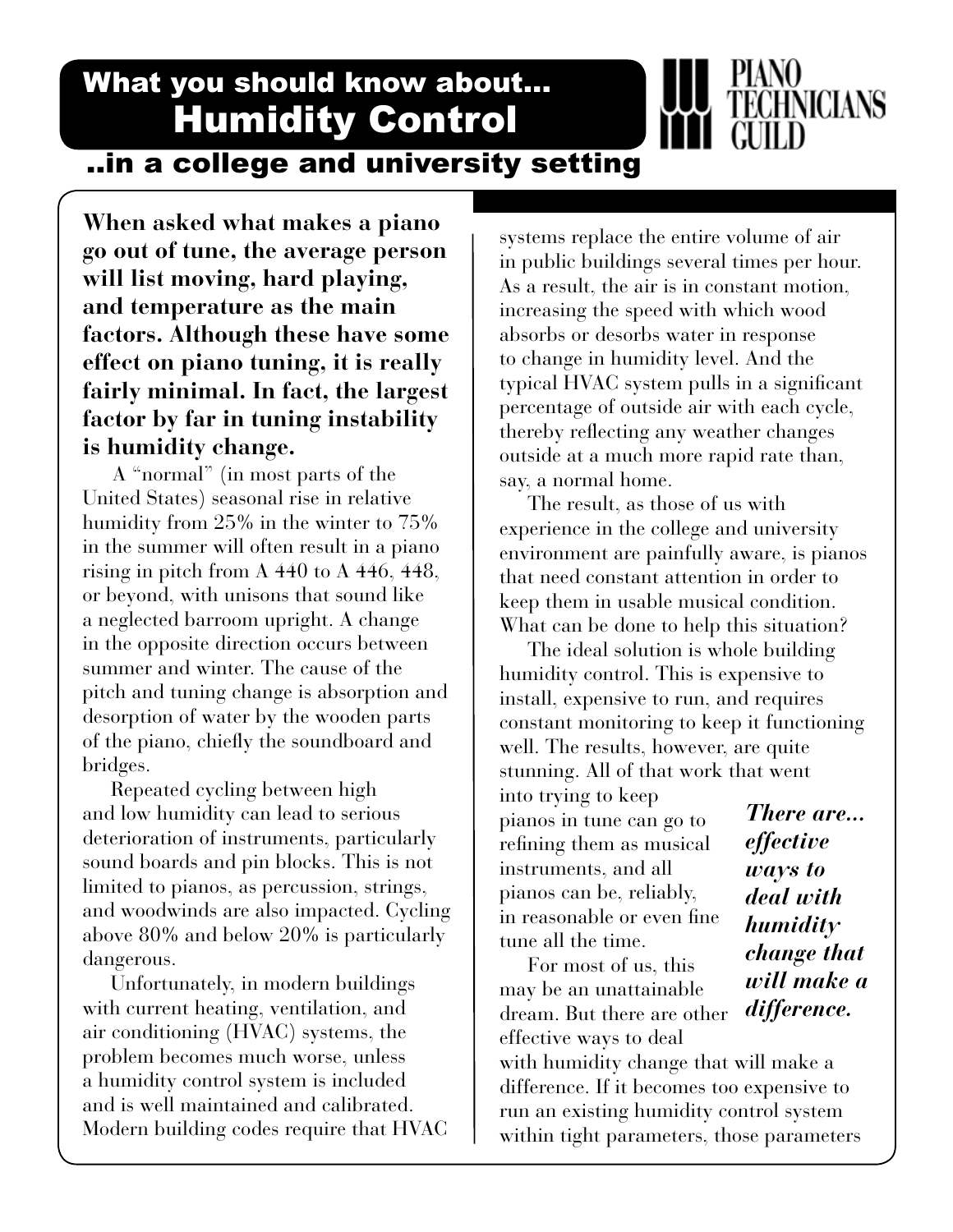# What you should know about... Humidity Control

## ..in a college and university setting

PIANO TECHNICIANS GUILD

**When asked what makes a piano go out of tune, the average person will list moving, hard playing, and temperature as the main factors. Although these have some effect on piano tuning, it is really fairly minimal. In fact, the largest factor by far in tuning instability is humidity change.**

A "normal" (in most parts of the United States) seasonal rise in relative humidity from 25% in the winter to 75% in the summer will often result in a piano rising in pitch from A 440 to A 446, 448, or beyond, with unisons that sound like a neglected barroom upright. A change in the opposite direction occurs between summer and winter. The cause of the pitch and tuning change is absorption and desorption of water by the wooden parts of the piano, chiefly the soundboard and bridges.

Repeated cycling between high and low humidity can lead to serious deterioration of instruments, particularly sound boards and pin blocks. This is not limited to pianos, as percussion, strings, and woodwinds are also impacted. Cycling above 80% and below 20% is particularly dangerous.

Unfortunately, in modern buildings with current heating, ventilation, and air conditioning (HVAC) systems, the problem becomes much worse, unless a humidity control system is included and is well maintained and calibrated. Modern building codes require that HVAC systems replace the entire volume of air in public buildings several times per hour. As a result, the air is in constant motion, increasing the speed with which wood absorbs or desorbs water in response to change in humidity level. And the typical HVAC system pulls in a significant percentage of outside air with each cycle, thereby reflecting any weather changes outside at a much more rapid rate than, say, a normal home.

The result, as those of us with experience in the college and university environment are painfully aware, is pianos that need constant attention in order to keep them in usable musical condition. What can be done to help this situation?

The ideal solution is whole building humidity control. This is expensive to install, expensive to run, and requires constant monitoring to keep it functioning well. The results, however, are quite stunning. All of that work that went into trying to keep pianos in tune can go to refining them as musical instruments, and all pianos can be, reliably, in reasonable or even fine tune all the time.

***There are... effective ways to deal with humidity change that will make a difference.***

For most of us, this may be an unattainable dream. But there are other effective ways to deal with humidity change that will make a difference. If it becomes too expensive to run an existing humidity control system within tight parameters, those parameters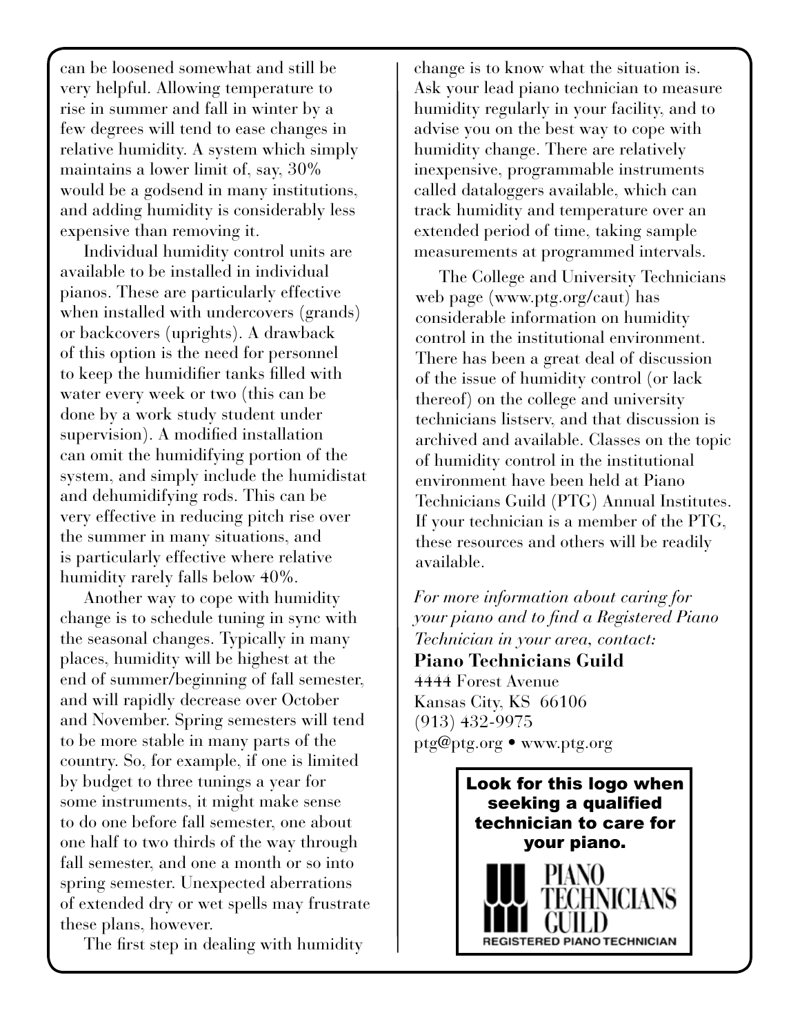can be loosened somewhat and still be very helpful. Allowing temperature to rise in summer and fall in winter by a few degrees will tend to ease changes in relative humidity. A system which simply maintains a lower limit of, say, 30% would be a godsend in many institutions, and adding humidity is considerably less expensive than removing it.

Individual humidity control units are available to be installed in individual pianos. These are particularly effective when installed with undercovers (grands) or backcovers (uprights). A drawback of this option is the need for personnel to keep the humidifier tanks filled with water every week or two (this can be done by a work study student under supervision). A modified installation can omit the humidifying portion of the system, and simply include the humidistat and dehumidifying rods. This can be very effective in reducing pitch rise over the summer in many situations, and is particularly effective where relative humidity rarely falls below 40%.

Another way to cope with humidity change is to schedule tuning in sync with the seasonal changes. Typically in many places, humidity will be highest at the end of summer/beginning of fall semester, and will rapidly decrease over October and November. Spring semesters will tend to be more stable in many parts of the country. So, for example, if one is limited by budget to three tunings a year for some instruments, it might make sense to do one before fall semester, one about one half to two thirds of the way through fall semester, and one a month or so into spring semester. Unexpected aberrations of extended dry or wet spells may frustrate these plans, however.

The first step in dealing with humidity change is to know what the situation is. Ask your lead piano technician to measure humidity regularly in your facility, and to advise you on the best way to cope with humidity change. There are relatively inexpensive, programmable instruments called dataloggers available, which can track humidity and temperature over an extended period of time, taking sample measurements at programmed intervals.

The College and University Technicians web page (www.ptg.org/caut) has considerable information on humidity control in the institutional environment. There has been a great deal of discussion of the issue of humidity control (or lack thereof) on the college and university technicians listserv, and that discussion is archived and available. Classes on the topic of humidity control in the institutional environment have been held at Piano Technicians Guild (PTG) Annual Institutes. If your technician is a member of the PTG, these resources and others will be readily available.

*For more information about caring for your piano and to find a Registered Piano Technician in your area, contact:*

**Piano Technicians Guild**
4444 Forest Avenue
Kansas City, KS 66106
(913) 432-9975
ptg@ptg.org • www.ptg.org

**Look for this logo when seeking a qualified technician to care for your piano.**

PIANO TECHNICIANS GUILD
REGISTERED PIANO TECHNICIAN